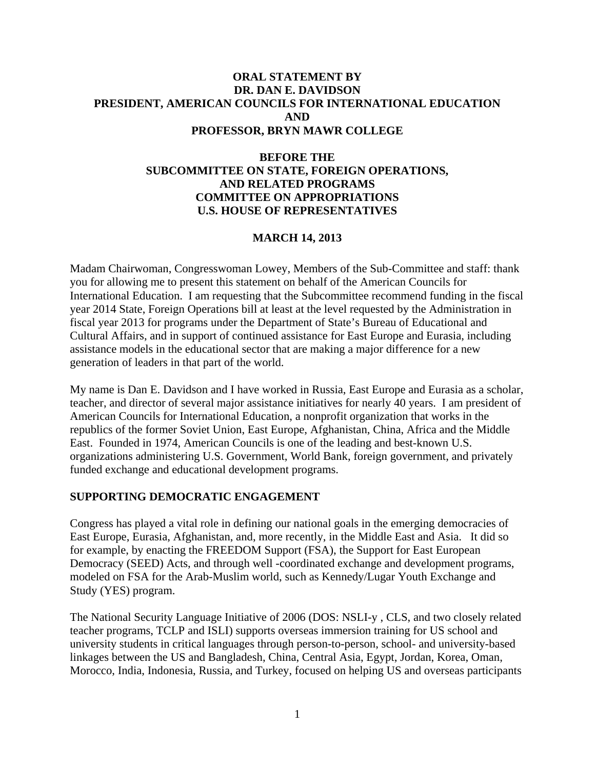**ORAL STATEMENT BY**
**DR. DAN E. DAVIDSON**
**PRESIDENT, AMERICAN COUNCILS FOR INTERNATIONAL EDUCATION**
**AND**
**PROFESSOR, BRYN MAWR COLLEGE**

**BEFORE THE**
**SUBCOMMITTEE ON STATE, FOREIGN OPERATIONS, AND RELATED PROGRAMS**
**COMMITTEE ON APPROPRIATIONS**
**U.S. HOUSE OF REPRESENTATIVES**

**MARCH 14, 2013**

Madam Chairwoman, Congresswoman Lowey, Members of the Sub-Committee and staff: thank you for allowing me to present this statement on behalf of the American Councils for International Education. I am requesting that the Subcommittee recommend funding in the fiscal year 2014 State, Foreign Operations bill at least at the level requested by the Administration in fiscal year 2013 for programs under the Department of State's Bureau of Educational and Cultural Affairs, and in support of continued assistance for East Europe and Eurasia, including assistance models in the educational sector that are making a major difference for a new generation of leaders in that part of the world.

My name is Dan E. Davidson and I have worked in Russia, East Europe and Eurasia as a scholar, teacher, and director of several major assistance initiatives for nearly 40 years. I am president of American Councils for International Education, a nonprofit organization that works in the republics of the former Soviet Union, East Europe, Afghanistan, China, Africa and the Middle East. Founded in 1974, American Councils is one of the leading and best-known U.S. organizations administering U.S. Government, World Bank, foreign government, and privately funded exchange and educational development programs.

## SUPPORTING DEMOCRATIC ENGAGEMENT

Congress has played a vital role in defining our national goals in the emerging democracies of East Europe, Eurasia, Afghanistan, and, more recently, in the Middle East and Asia. It did so for example, by enacting the FREEDOM Support (FSA), the Support for East European Democracy (SEED) Acts, and through well -coordinated exchange and development programs, modeled on FSA for the Arab-Muslim world, such as Kennedy/Lugar Youth Exchange and Study (YES) program.

The National Security Language Initiative of 2006 (DOS: NSLI-y , CLS, and two closely related teacher programs, TCLP and ISLI) supports overseas immersion training for US school and university students in critical languages through person-to-person, school- and university-based linkages between the US and Bangladesh, China, Central Asia, Egypt, Jordan, Korea, Oman, Morocco, India, Indonesia, Russia, and Turkey, focused on helping US and overseas participants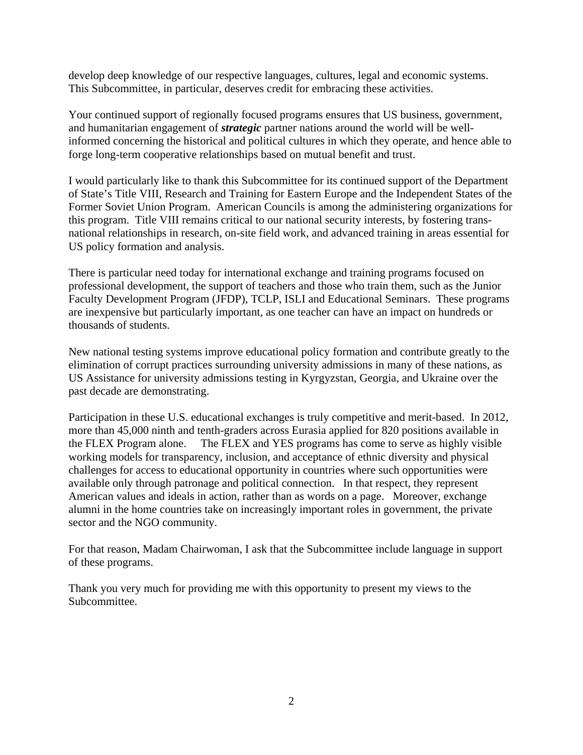develop deep knowledge of our respective languages, cultures, legal and economic systems. This Subcommittee, in particular, deserves credit for embracing these activities.

Your continued support of regionally focused programs ensures that US business, government, and humanitarian engagement of ***strategic*** partner nations around the world will be well-informed concerning the historical and political cultures in which they operate, and hence able to forge long-term cooperative relationships based on mutual benefit and trust.

I would particularly like to thank this Subcommittee for its continued support of the Department of State's Title VIII, Research and Training for Eastern Europe and the Independent States of the Former Soviet Union Program. American Councils is among the administering organizations for this program. Title VIII remains critical to our national security interests, by fostering trans-national relationships in research, on-site field work, and advanced training in areas essential for US policy formation and analysis.

There is particular need today for international exchange and training programs focused on professional development, the support of teachers and those who train them, such as the Junior Faculty Development Program (JFDP), TCLP, ISLI and Educational Seminars. These programs are inexpensive but particularly important, as one teacher can have an impact on hundreds or thousands of students.

New national testing systems improve educational policy formation and contribute greatly to the elimination of corrupt practices surrounding university admissions in many of these nations, as US Assistance for university admissions testing in Kyrgyzstan, Georgia, and Ukraine over the past decade are demonstrating.

Participation in these U.S. educational exchanges is truly competitive and merit-based. In 2012, more than 45,000 ninth and tenth-graders across Eurasia applied for 820 positions available in the FLEX Program alone. The FLEX and YES programs has come to serve as highly visible working models for transparency, inclusion, and acceptance of ethnic diversity and physical challenges for access to educational opportunity in countries where such opportunities were available only through patronage and political connection. In that respect, they represent American values and ideals in action, rather than as words on a page. Moreover, exchange alumni in the home countries take on increasingly important roles in government, the private sector and the NGO community.

For that reason, Madam Chairwoman, I ask that the Subcommittee include language in support of these programs.

Thank you very much for providing me with this opportunity to present my views to the Subcommittee.